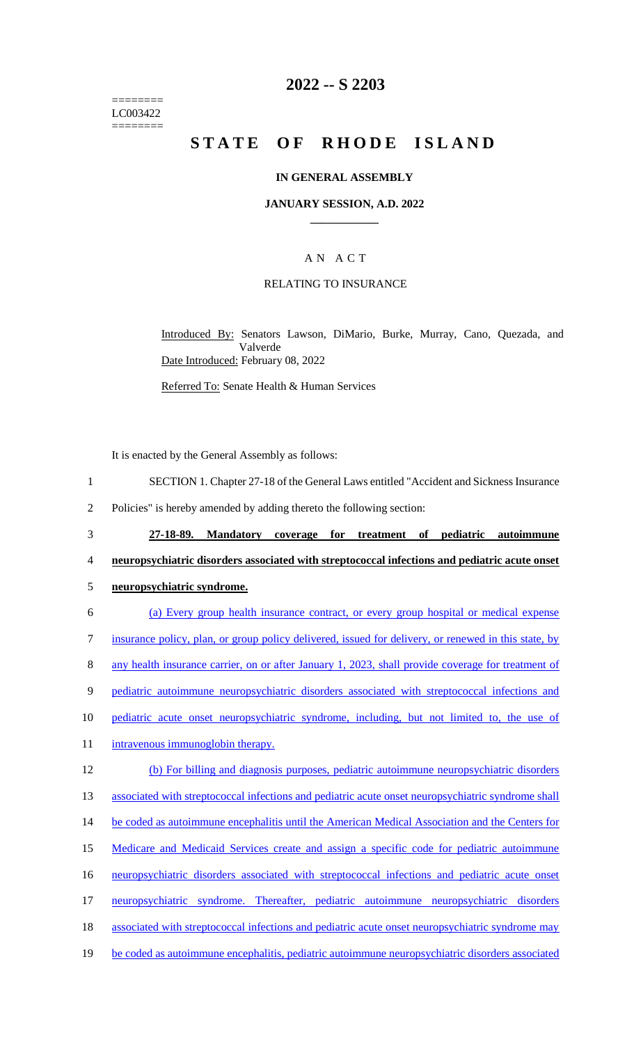========
LC003422
========

# 2022 -- S 2203

# STATE OF RHODE ISLAND

## IN GENERAL ASSEMBLY

## JANUARY SESSION, A.D. 2022

---

## A N A C T

## RELATING TO INSURANCE

Introduced By: Senators Lawson, DiMario, Burke, Murray, Cano, Quezada, and Valverde

Date Introduced: February 08, 2022

Referred To: Senate Health & Human Services

It is enacted by the General Assembly as follows:

1 SECTION 1. Chapter 27-18 of the General Laws entitled "Accident and Sickness Insurance
2 Policies" is hereby amended by adding thereto the following section:

3 **27-18-89. Mandatory coverage for treatment of pediatric autoimmune**
4 **neuropsychiatric disorders associated with streptococcal infections and pediatric acute onset**
5 **neuropsychiatric syndrome.**

6 (a) Every group health insurance contract, or every group hospital or medical expense
7 insurance policy, plan, or group policy delivered, issued for delivery, or renewed in this state, by
8 any health insurance carrier, on or after January 1, 2023, shall provide coverage for treatment of
9 pediatric autoimmune neuropsychiatric disorders associated with streptococcal infections and
10 pediatric acute onset neuropsychiatric syndrome, including, but not limited to, the use of
11 intravenous immunoglobin therapy.

12 (b) For billing and diagnosis purposes, pediatric autoimmune neuropsychiatric disorders
13 associated with streptococcal infections and pediatric acute onset neuropsychiatric syndrome shall
14 be coded as autoimmune encephalitis until the American Medical Association and the Centers for
15 Medicare and Medicaid Services create and assign a specific code for pediatric autoimmune
16 neuropsychiatric disorders associated with streptococcal infections and pediatric acute onset
17 neuropsychiatric syndrome. Thereafter, pediatric autoimmune neuropsychiatric disorders
18 associated with streptococcal infections and pediatric acute onset neuropsychiatric syndrome may
19 be coded as autoimmune encephalitis, pediatric autoimmune neuropsychiatric disorders associated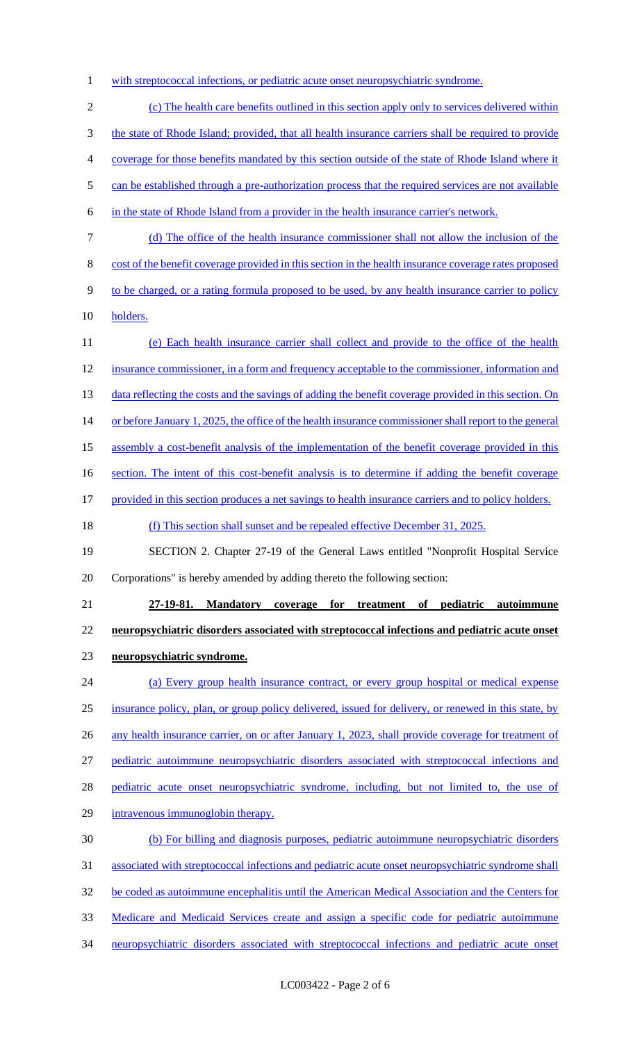with streptococcal infections, or pediatric acute onset neuropsychiatric syndrome.

(c) The health care benefits outlined in this section apply only to services delivered within the state of Rhode Island; provided, that all health insurance carriers shall be required to provide coverage for those benefits mandated by this section outside of the state of Rhode Island where it can be established through a pre-authorization process that the required services are not available in the state of Rhode Island from a provider in the health insurance carrier's network.

(d) The office of the health insurance commissioner shall not allow the inclusion of the cost of the benefit coverage provided in this section in the health insurance coverage rates proposed to be charged, or a rating formula proposed to be used, by any health insurance carrier to policy holders.

(e) Each health insurance carrier shall collect and provide to the office of the health insurance commissioner, in a form and frequency acceptable to the commissioner, information and data reflecting the costs and the savings of adding the benefit coverage provided in this section. On or before January 1, 2025, the office of the health insurance commissioner shall report to the general assembly a cost-benefit analysis of the implementation of the benefit coverage provided in this section. The intent of this cost-benefit analysis is to determine if adding the benefit coverage provided in this section produces a net savings to health insurance carriers and to policy holders.

(f) This section shall sunset and be repealed effective December 31, 2025.

SECTION 2. Chapter 27-19 of the General Laws entitled "Nonprofit Hospital Service Corporations" is hereby amended by adding thereto the following section:

**27-19-81. Mandatory coverage for treatment of pediatric autoimmune neuropsychiatric disorders associated with streptococcal infections and pediatric acute onset neuropsychiatric syndrome.**

(a) Every group health insurance contract, or every group hospital or medical expense insurance policy, plan, or group policy delivered, issued for delivery, or renewed in this state, by any health insurance carrier, on or after January 1, 2023, shall provide coverage for treatment of pediatric autoimmune neuropsychiatric disorders associated with streptococcal infections and pediatric acute onset neuropsychiatric syndrome, including, but not limited to, the use of intravenous immunoglobin therapy.

(b) For billing and diagnosis purposes, pediatric autoimmune neuropsychiatric disorders associated with streptococcal infections and pediatric acute onset neuropsychiatric syndrome shall be coded as autoimmune encephalitis until the American Medical Association and the Centers for Medicare and Medicaid Services create and assign a specific code for pediatric autoimmune neuropsychiatric disorders associated with streptococcal infections and pediatric acute onset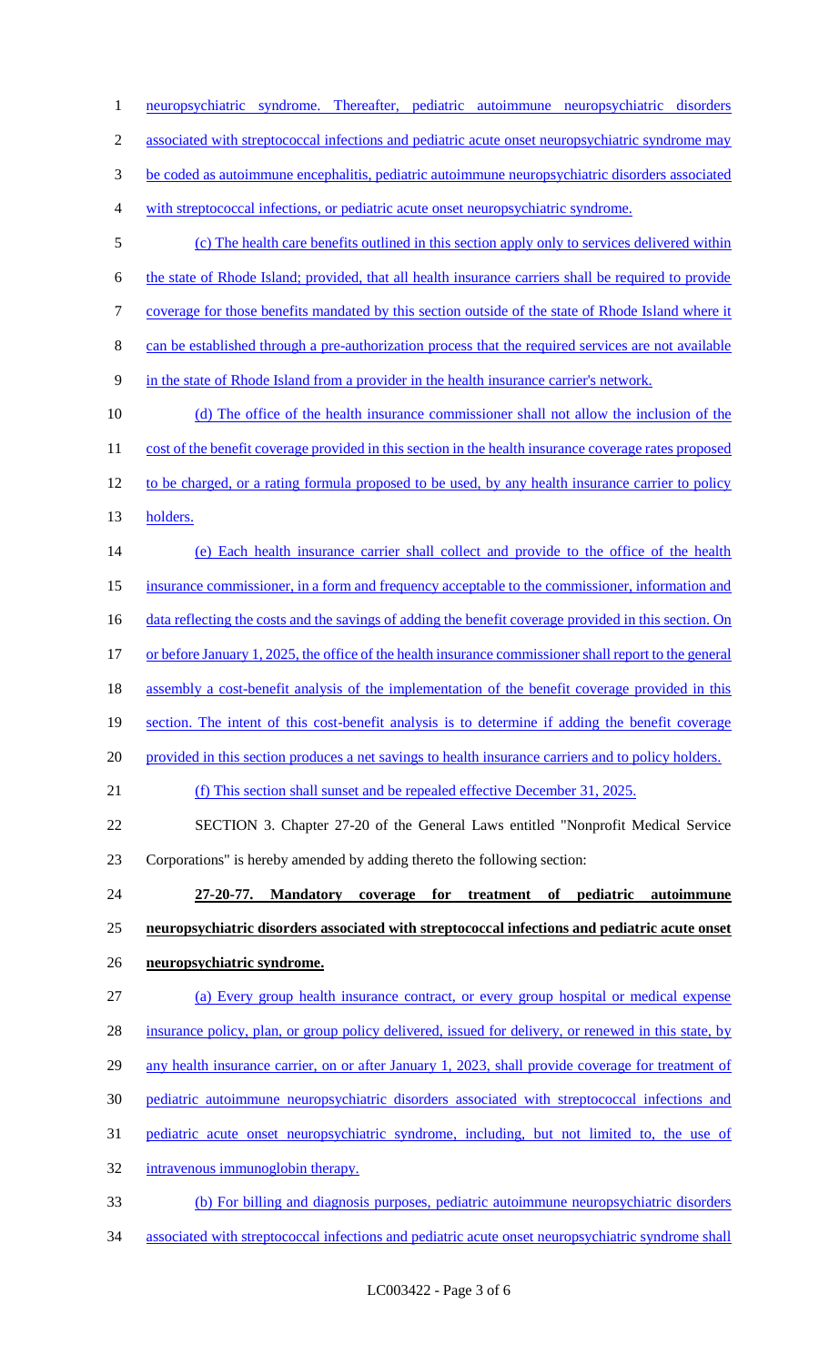neuropsychiatric syndrome. Thereafter, pediatric autoimmune neuropsychiatric disorders associated with streptococcal infections and pediatric acute onset neuropsychiatric syndrome may be coded as autoimmune encephalitis, pediatric autoimmune neuropsychiatric disorders associated with streptococcal infections, or pediatric acute onset neuropsychiatric syndrome.

(c) The health care benefits outlined in this section apply only to services delivered within the state of Rhode Island; provided, that all health insurance carriers shall be required to provide coverage for those benefits mandated by this section outside of the state of Rhode Island where it can be established through a pre-authorization process that the required services are not available in the state of Rhode Island from a provider in the health insurance carrier's network.

(d) The office of the health insurance commissioner shall not allow the inclusion of the cost of the benefit coverage provided in this section in the health insurance coverage rates proposed to be charged, or a rating formula proposed to be used, by any health insurance carrier to policy holders.

(e) Each health insurance carrier shall collect and provide to the office of the health insurance commissioner, in a form and frequency acceptable to the commissioner, information and data reflecting the costs and the savings of adding the benefit coverage provided in this section. On or before January 1, 2025, the office of the health insurance commissioner shall report to the general assembly a cost-benefit analysis of the implementation of the benefit coverage provided in this section. The intent of this cost-benefit analysis is to determine if adding the benefit coverage provided in this section produces a net savings to health insurance carriers and to policy holders.

(f) This section shall sunset and be repealed effective December 31, 2025.

SECTION 3. Chapter 27-20 of the General Laws entitled "Nonprofit Medical Service Corporations" is hereby amended by adding thereto the following section:

**27-20-77. Mandatory coverage for treatment of pediatric autoimmune neuropsychiatric disorders associated with streptococcal infections and pediatric acute onset neuropsychiatric syndrome.**

(a) Every group health insurance contract, or every group hospital or medical expense insurance policy, plan, or group policy delivered, issued for delivery, or renewed in this state, by any health insurance carrier, on or after January 1, 2023, shall provide coverage for treatment of pediatric autoimmune neuropsychiatric disorders associated with streptococcal infections and pediatric acute onset neuropsychiatric syndrome, including, but not limited to, the use of intravenous immunoglobin therapy.

(b) For billing and diagnosis purposes, pediatric autoimmune neuropsychiatric disorders associated with streptococcal infections and pediatric acute onset neuropsychiatric syndrome shall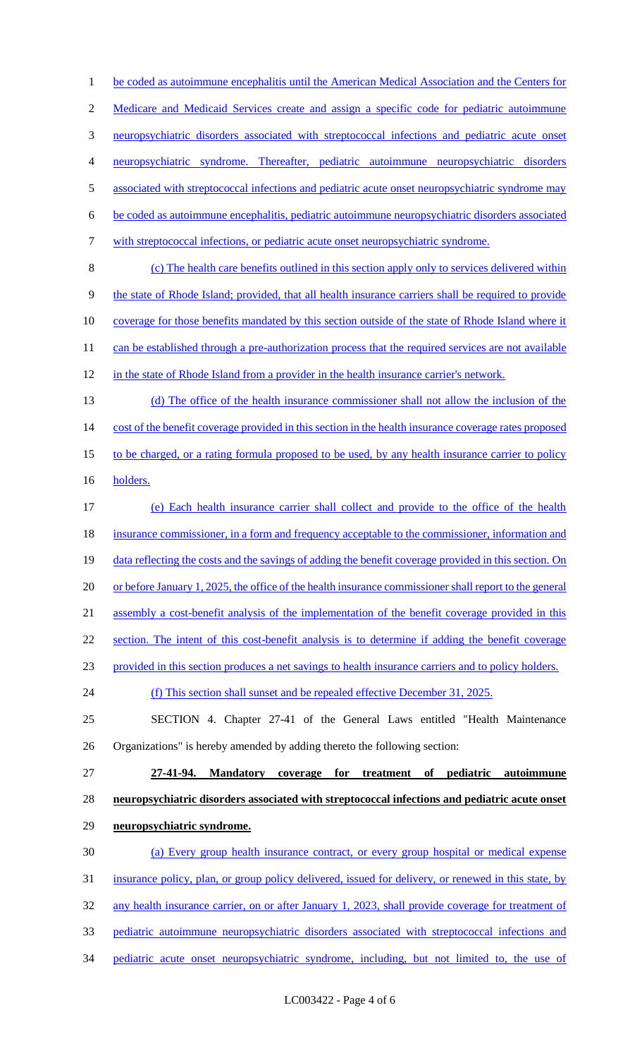be coded as autoimmune encephalitis until the American Medical Association and the Centers for Medicare and Medicaid Services create and assign a specific code for pediatric autoimmune neuropsychiatric disorders associated with streptococcal infections and pediatric acute onset neuropsychiatric syndrome. Thereafter, pediatric autoimmune neuropsychiatric disorders associated with streptococcal infections and pediatric acute onset neuropsychiatric syndrome may be coded as autoimmune encephalitis, pediatric autoimmune neuropsychiatric disorders associated with streptococcal infections, or pediatric acute onset neuropsychiatric syndrome.

(c) The health care benefits outlined in this section apply only to services delivered within the state of Rhode Island; provided, that all health insurance carriers shall be required to provide coverage for those benefits mandated by this section outside of the state of Rhode Island where it can be established through a pre-authorization process that the required services are not available in the state of Rhode Island from a provider in the health insurance carrier's network.

(d) The office of the health insurance commissioner shall not allow the inclusion of the cost of the benefit coverage provided in this section in the health insurance coverage rates proposed to be charged, or a rating formula proposed to be used, by any health insurance carrier to policy holders.

(e) Each health insurance carrier shall collect and provide to the office of the health insurance commissioner, in a form and frequency acceptable to the commissioner, information and data reflecting the costs and the savings of adding the benefit coverage provided in this section. On or before January 1, 2025, the office of the health insurance commissioner shall report to the general assembly a cost-benefit analysis of the implementation of the benefit coverage provided in this section. The intent of this cost-benefit analysis is to determine if adding the benefit coverage provided in this section produces a net savings to health insurance carriers and to policy holders.

(f) This section shall sunset and be repealed effective December 31, 2025.

SECTION 4. Chapter 27-41 of the General Laws entitled "Health Maintenance Organizations" is hereby amended by adding thereto the following section:

**27-41-94. Mandatory coverage for treatment of pediatric autoimmune neuropsychiatric disorders associated with streptococcal infections and pediatric acute onset neuropsychiatric syndrome.**

(a) Every group health insurance contract, or every group hospital or medical expense insurance policy, plan, or group policy delivered, issued for delivery, or renewed in this state, by any health insurance carrier, on or after January 1, 2023, shall provide coverage for treatment of pediatric autoimmune neuropsychiatric disorders associated with streptococcal infections and pediatric acute onset neuropsychiatric syndrome, including, but not limited to, the use of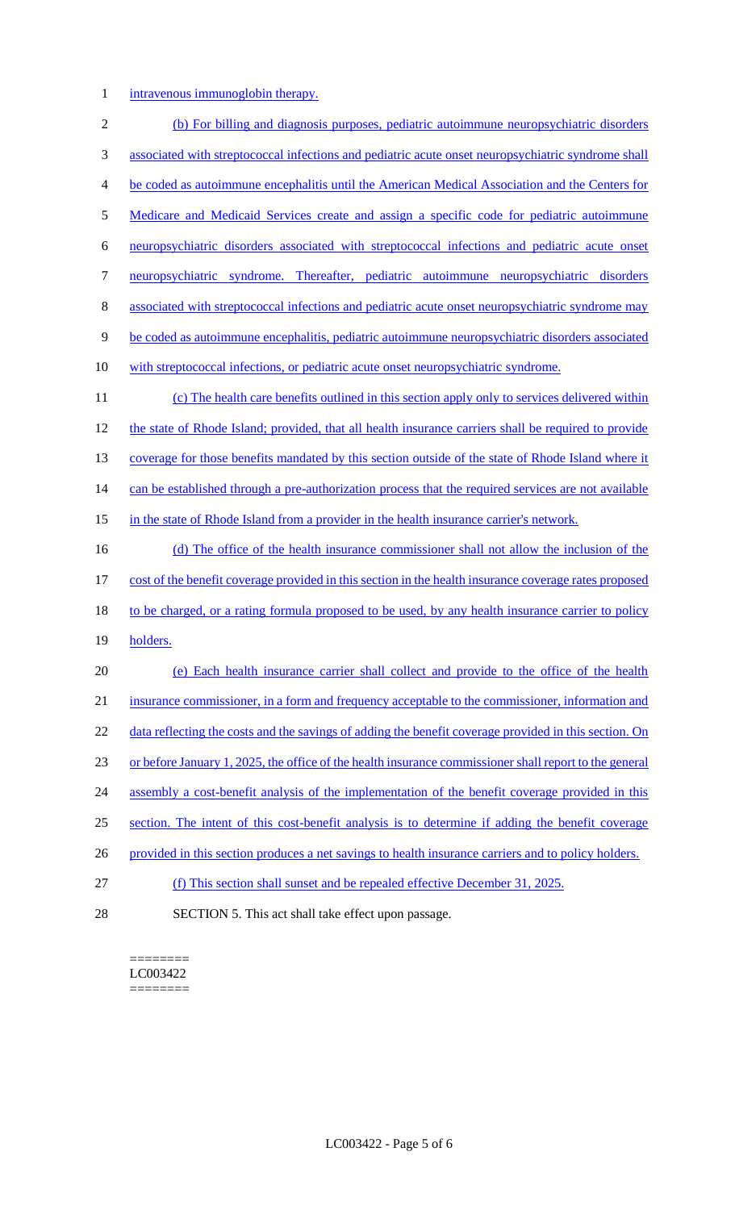intravenous immunoglobin therapy.

(b) For billing and diagnosis purposes, pediatric autoimmune neuropsychiatric disorders associated with streptococcal infections and pediatric acute onset neuropsychiatric syndrome shall be coded as autoimmune encephalitis until the American Medical Association and the Centers for Medicare and Medicaid Services create and assign a specific code for pediatric autoimmune neuropsychiatric disorders associated with streptococcal infections and pediatric acute onset neuropsychiatric syndrome. Thereafter, pediatric autoimmune neuropsychiatric disorders associated with streptococcal infections and pediatric acute onset neuropsychiatric syndrome may be coded as autoimmune encephalitis, pediatric autoimmune neuropsychiatric disorders associated with streptococcal infections, or pediatric acute onset neuropsychiatric syndrome.

(c) The health care benefits outlined in this section apply only to services delivered within the state of Rhode Island; provided, that all health insurance carriers shall be required to provide coverage for those benefits mandated by this section outside of the state of Rhode Island where it can be established through a pre-authorization process that the required services are not available in the state of Rhode Island from a provider in the health insurance carrier's network.

(d) The office of the health insurance commissioner shall not allow the inclusion of the cost of the benefit coverage provided in this section in the health insurance coverage rates proposed to be charged, or a rating formula proposed to be used, by any health insurance carrier to policy holders.

(e) Each health insurance carrier shall collect and provide to the office of the health insurance commissioner, in a form and frequency acceptable to the commissioner, information and data reflecting the costs and the savings of adding the benefit coverage provided in this section. On or before January 1, 2025, the office of the health insurance commissioner shall report to the general assembly a cost-benefit analysis of the implementation of the benefit coverage provided in this section. The intent of this cost-benefit analysis is to determine if adding the benefit coverage provided in this section produces a net savings to health insurance carriers and to policy holders.

(f) This section shall sunset and be repealed effective December 31, 2025.

SECTION 5. This act shall take effect upon passage.

========
LC003422
========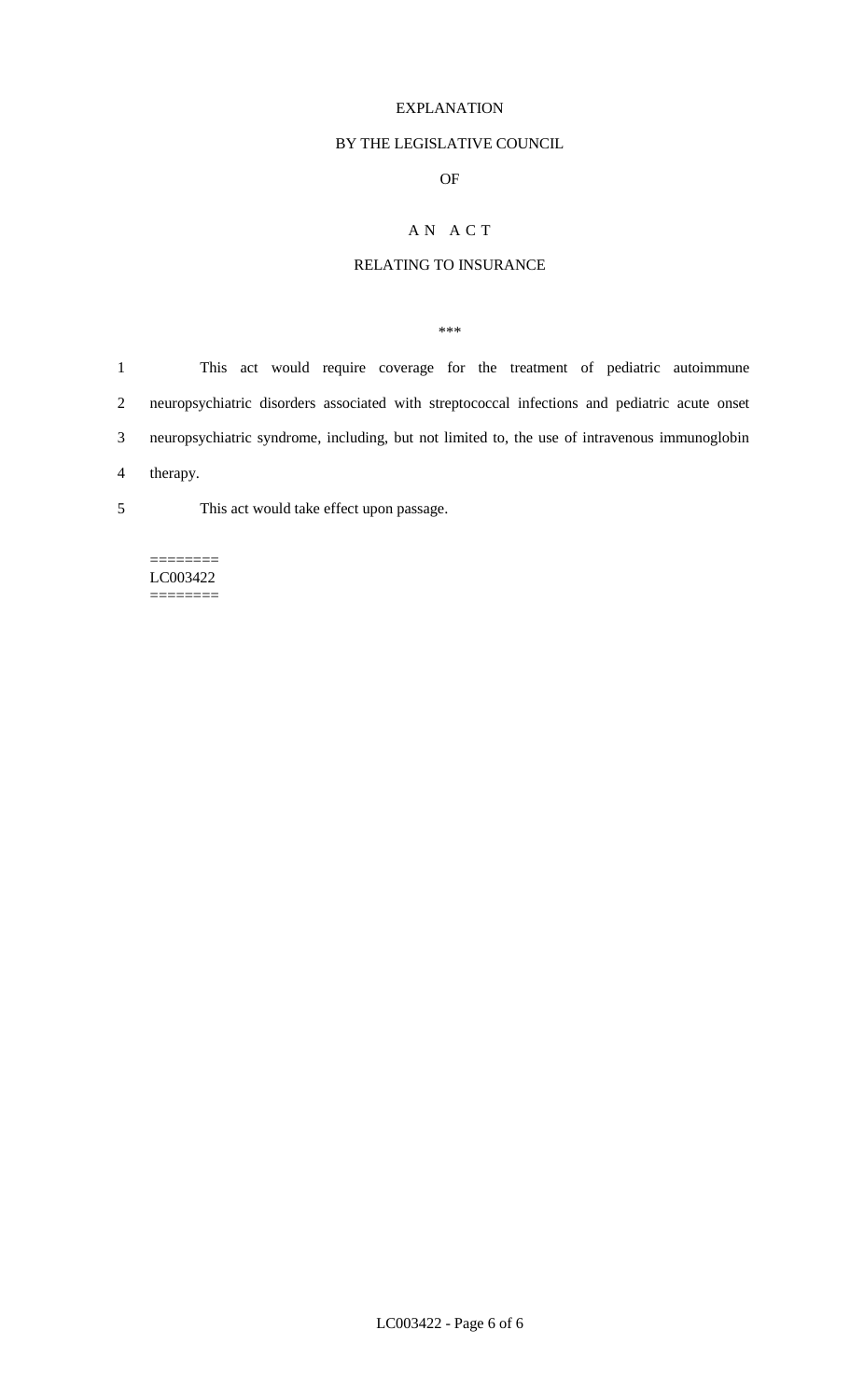EXPLANATION

BY THE LEGISLATIVE COUNCIL

OF

A N A C T

RELATING TO INSURANCE

\*\*\*

1 This act would require coverage for the treatment of pediatric autoimmune
2 neuropsychiatric disorders associated with streptococcal infections and pediatric acute onset
3 neuropsychiatric syndrome, including, but not limited to, the use of intravenous immunoglobin
4 therapy.

5 This act would take effect upon passage.

========
LC003422
========